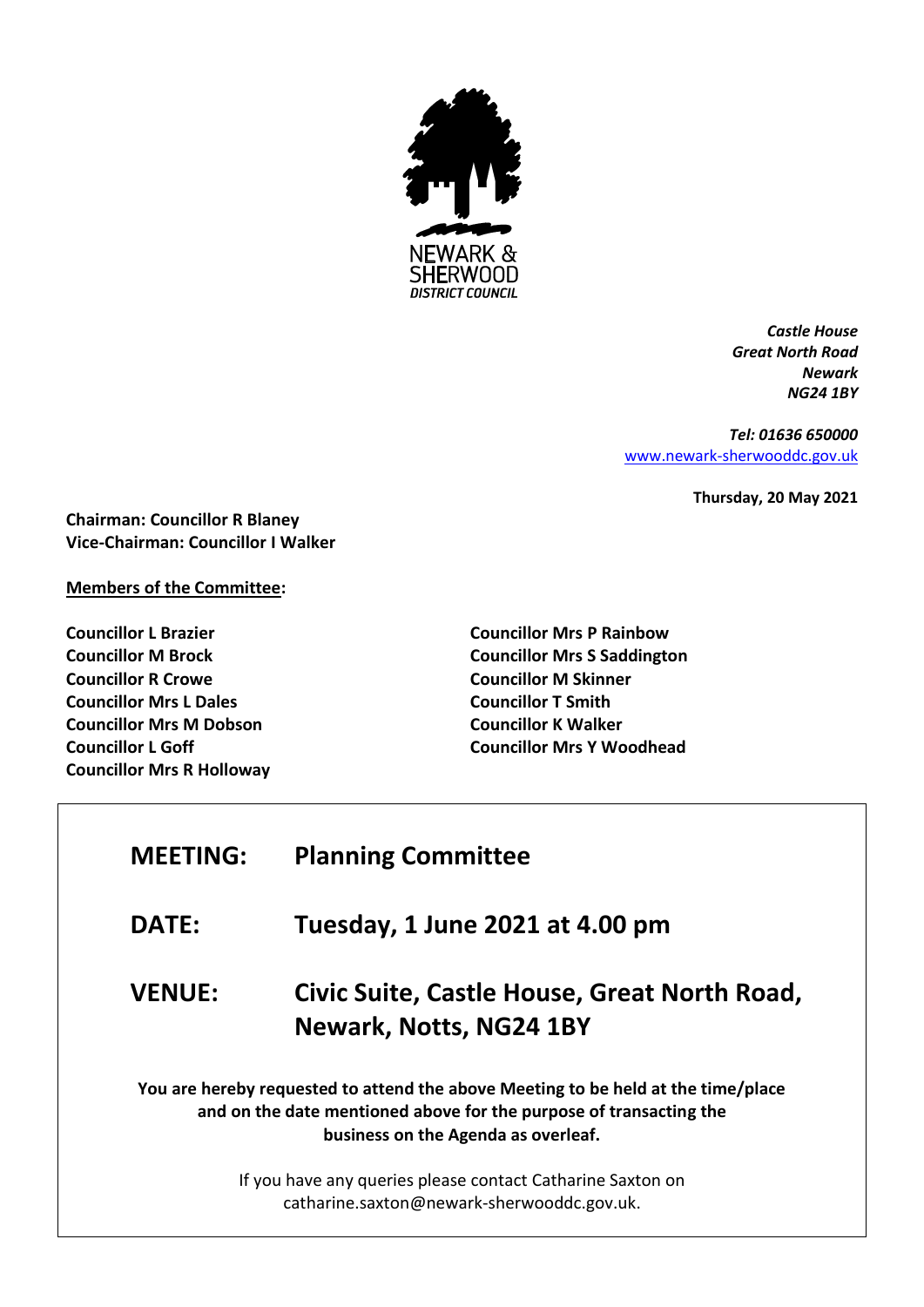NEWARK & SHERWOOD DISTRICT COUNCIL

*Castle House*
*Great North Road*
*Newark*
*NG24 1BY*

*Tel: 01636 650000*
[www.newark-sherwooddc.gov.uk](http://www.newark-sherwooddc.gov.uk)

**Thursday, 20 May 2021**

**Chairman: Councillor R Blaney**
**Vice-Chairman: Councillor I Walker**

**Members of the Committee:**

**Councillor L Brazier**
**Councillor M Brock**
**Councillor R Crowe**
**Councillor Mrs L Dales**
**Councillor Mrs M Dobson**
**Councillor L Goff**
**Councillor Mrs R Holloway**
**Councillor Mrs P Rainbow**
**Councillor Mrs S Saddington**
**Councillor M Skinner**
**Councillor T Smith**
**Councillor K Walker**
**Councillor Mrs Y Woodhead**

## MEETING: Planning Committee

## DATE: Tuesday, 1 June 2021 at 4.00 pm

## VENUE: Civic Suite, Castle House, Great North Road, Newark, Notts, NG24 1BY

**You are hereby requested to attend the above Meeting to be held at the time/place and on the date mentioned above for the purpose of transacting the business on the Agenda as overleaf.**

If you have any queries please contact Catharine Saxton on catharine.saxton@newark-sherwooddc.gov.uk.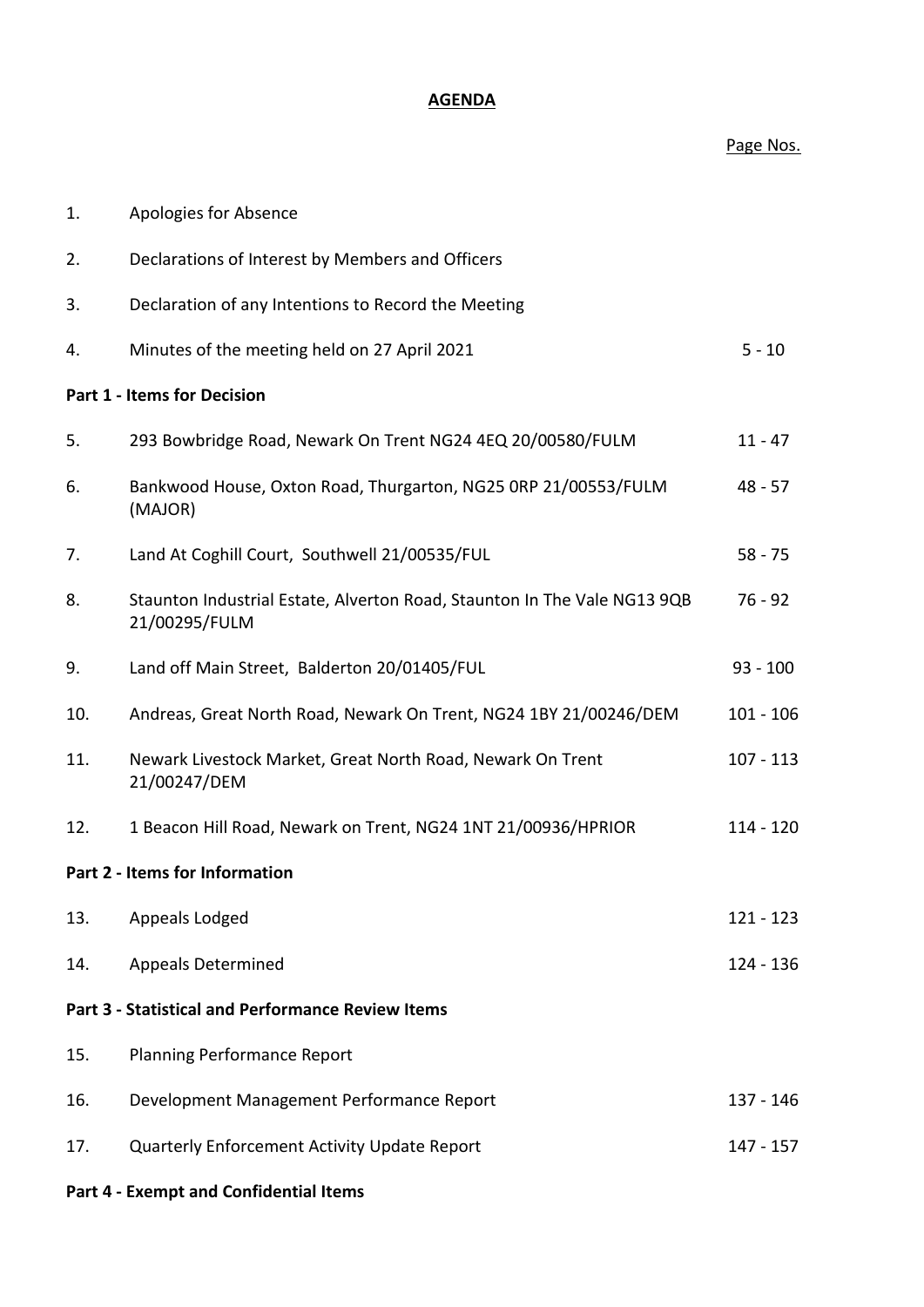# AGENDA

| | | Page Nos. |
|---|---|---|
| 1. | Apologies for Absence | |
| 2. | Declarations of Interest by Members and Officers | |
| 3. | Declaration of any Intentions to Record the Meeting | |
| 4. | Minutes of the meeting held on 27 April 2021 | 5 - 10 |
| **Part 1 - Items for Decision** | | |
| 5. | 293 Bowbridge Road, Newark On Trent NG24 4EQ 20/00580/FULM | 11 - 47 |
| 6. | Bankwood House, Oxton Road, Thurgarton, NG25 0RP 21/00553/FULM (MAJOR) | 48 - 57 |
| 7. | Land At Coghill Court, Southwell 21/00535/FUL | 58 - 75 |
| 8. | Staunton Industrial Estate, Alverton Road, Staunton In The Vale NG13 9QB 21/00295/FULM | 76 - 92 |
| 9. | Land off Main Street, Balderton 20/01405/FUL | 93 - 100 |
| 10. | Andreas, Great North Road, Newark On Trent, NG24 1BY 21/00246/DEM | 101 - 106 |
| 11. | Newark Livestock Market, Great North Road, Newark On Trent 21/00247/DEM | 107 - 113 |
| 12. | 1 Beacon Hill Road, Newark on Trent, NG24 1NT 21/00936/HPRIOR | 114 - 120 |
| **Part 2 - Items for Information** | | |
| 13. | Appeals Lodged | 121 - 123 |
| 14. | Appeals Determined | 124 - 136 |
| **Part 3 - Statistical and Performance Review Items** | | |
| 15. | Planning Performance Report | |
| 16. | Development Management Performance Report | 137 - 146 |
| 17. | Quarterly Enforcement Activity Update Report | 147 - 157 |
| **Part 4 - Exempt and Confidential Items** | | |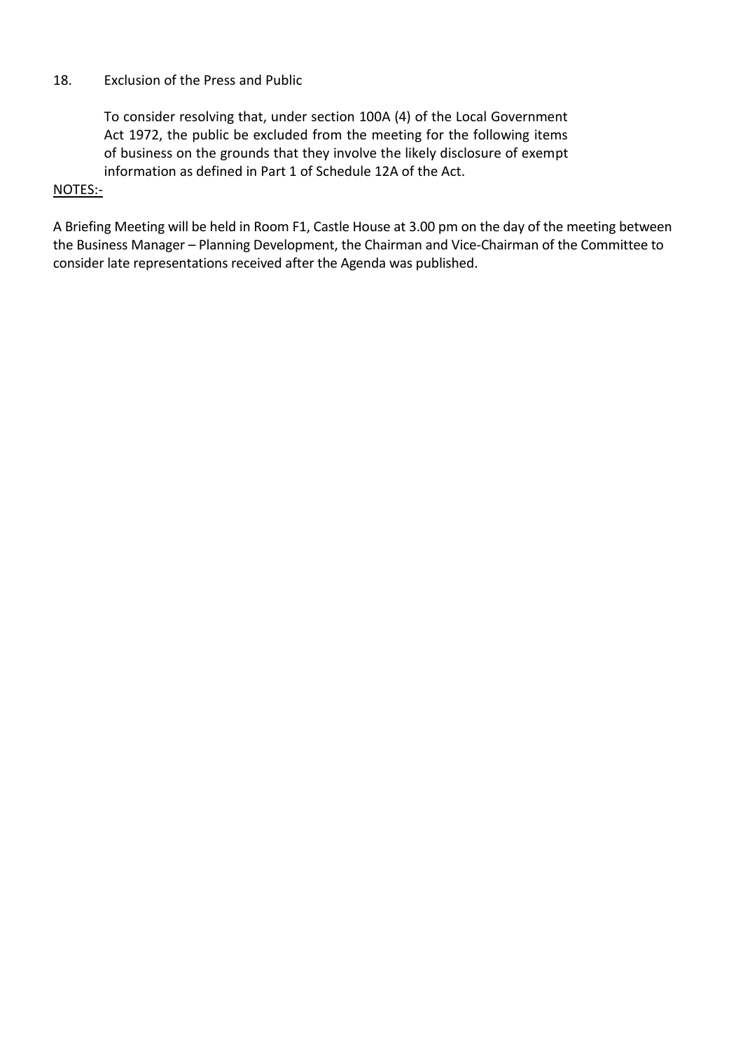18. Exclusion of the Press and Public

 To consider resolving that, under section 100A (4) of the Local Government Act 1972, the public be excluded from the meeting for the following items of business on the grounds that they involve the likely disclosure of exempt information as defined in Part 1 of Schedule 12A of the Act.

NOTES:-

A Briefing Meeting will be held in Room F1, Castle House at 3.00 pm on the day of the meeting between the Business Manager – Planning Development, the Chairman and Vice-Chairman of the Committee to consider late representations received after the Agenda was published.